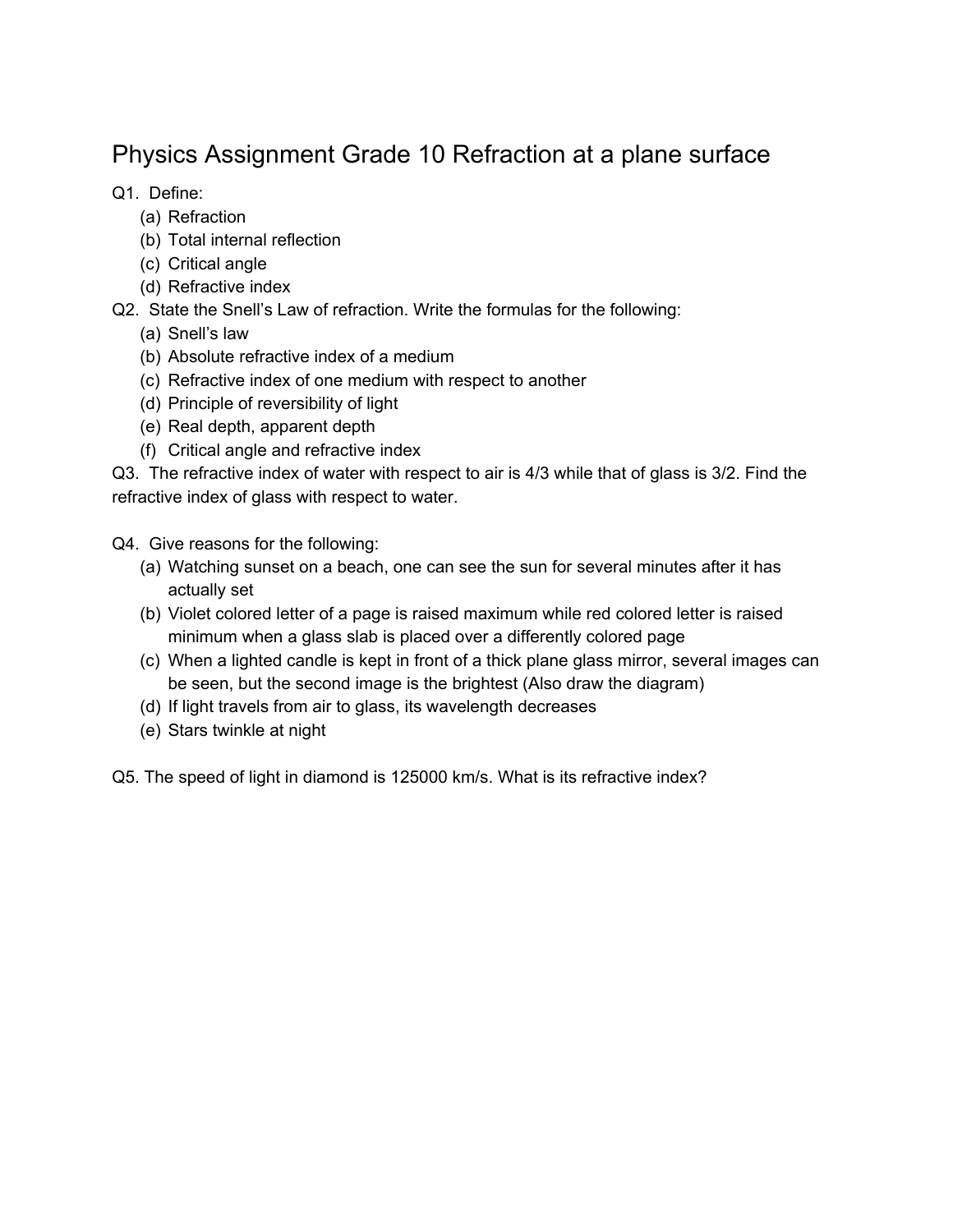# Physics Assignment Grade 10 Refraction at a plane surface

Q1. Define:

(a) Refraction
(b) Total internal reflection
(c) Critical angle
(d) Refractive index

Q2. State the Snell's Law of refraction. Write the formulas for the following:

(a) Snell's law
(b) Absolute refractive index of a medium
(c) Refractive index of one medium with respect to another
(d) Principle of reversibility of light
(e) Real depth, apparent depth
(f) Critical angle and refractive index

Q3. The refractive index of water with respect to air is 4/3 while that of glass is 3/2. Find the refractive index of glass with respect to water.

Q4. Give reasons for the following:

(a) Watching sunset on a beach, one can see the sun for several minutes after it has actually set
(b) Violet colored letter of a page is raised maximum while red colored letter is raised minimum when a glass slab is placed over a differently colored page
(c) When a lighted candle is kept in front of a thick plane glass mirror, several images can be seen, but the second image is the brightest (Also draw the diagram)
(d) If light travels from air to glass, its wavelength decreases
(e) Stars twinkle at night

Q5. The speed of light in diamond is 125000 km/s. What is its refractive index?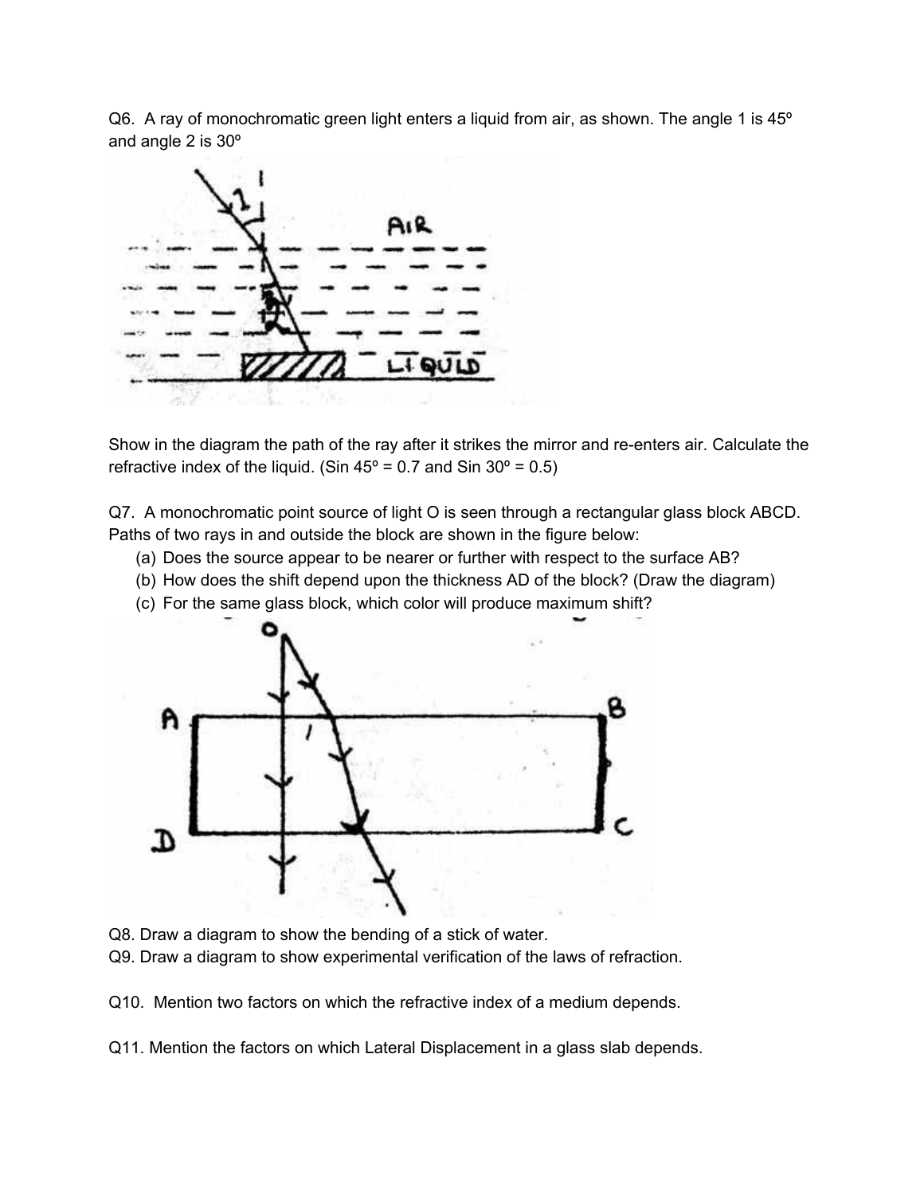Q6. A ray of monochromatic green light enters a liquid from air, as shown. The angle 1 is 45º and angle 2 is 30º

Show in the diagram the path of the ray after it strikes the mirror and re-enters air. Calculate the refractive index of the liquid. (Sin 45º = 0.7 and Sin 30º = 0.5)

Q7. A monochromatic point source of light O is seen through a rectangular glass block ABCD. Paths of two rays in and outside the block are shown in the figure below:

(a) Does the source appear to be nearer or further with respect to the surface AB?
(b) How does the shift depend upon the thickness AD of the block? (Draw the diagram)
(c) For the same glass block, which color will produce maximum shift?

Q8. Draw a diagram to show the bending of a stick of water.

Q9. Draw a diagram to show experimental verification of the laws of refraction.

Q10. Mention two factors on which the refractive index of a medium depends.

Q11. Mention the factors on which Lateral Displacement in a glass slab depends.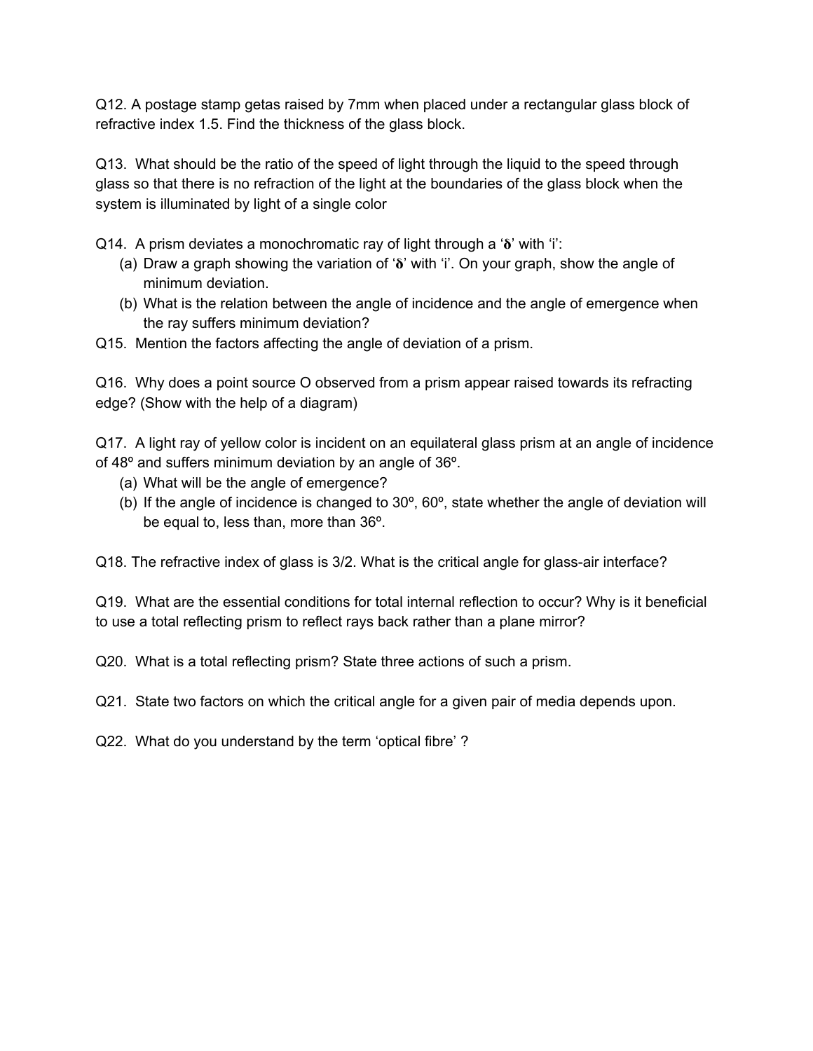Q12. A postage stamp getas raised by 7mm when placed under a rectangular glass block of refractive index 1.5. Find the thickness of the glass block.

Q13. What should be the ratio of the speed of light through the liquid to the speed through glass so that there is no refraction of the light at the boundaries of the glass block when the system is illuminated by light of a single color

Q14. A prism deviates a monochromatic ray of light through a '$\delta$' with 'i':

(a) Draw a graph showing the variation of '$\delta$' with 'i'. On your graph, show the angle of minimum deviation.
(b) What is the relation between the angle of incidence and the angle of emergence when the ray suffers minimum deviation?

Q15. Mention the factors affecting the angle of deviation of a prism.

Q16. Why does a point source O observed from a prism appear raised towards its refracting edge? (Show with the help of a diagram)

Q17. A light ray of yellow color is incident on an equilateral glass prism at an angle of incidence of 48º and suffers minimum deviation by an angle of 36º.

(a) What will be the angle of emergence?
(b) If the angle of incidence is changed to 30º, 60º, state whether the angle of deviation will be equal to, less than, more than 36º.

Q18. The refractive index of glass is 3/2. What is the critical angle for glass-air interface?

Q19. What are the essential conditions for total internal reflection to occur? Why is it beneficial to use a total reflecting prism to reflect rays back rather than a plane mirror?

Q20. What is a total reflecting prism? State three actions of such a prism.

Q21. State two factors on which the critical angle for a given pair of media depends upon.

Q22. What do you understand by the term 'optical fibre' ?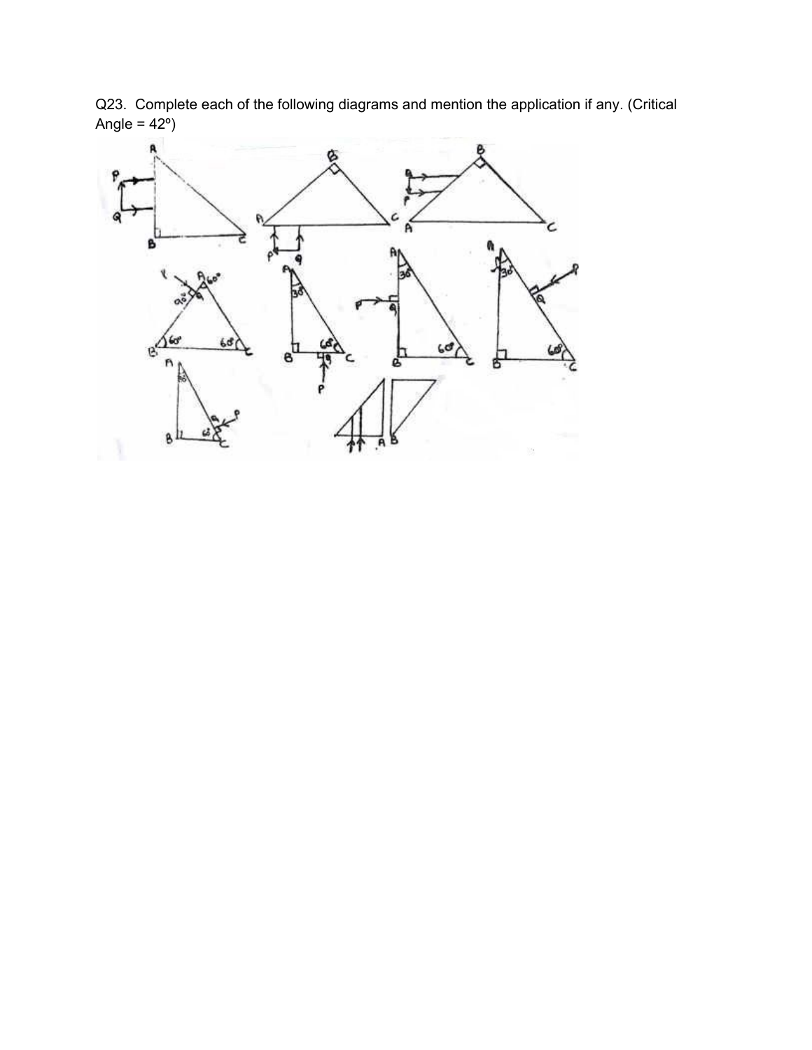Q23. Complete each of the following diagrams and mention the application if any. (Critical Angle = 42º)